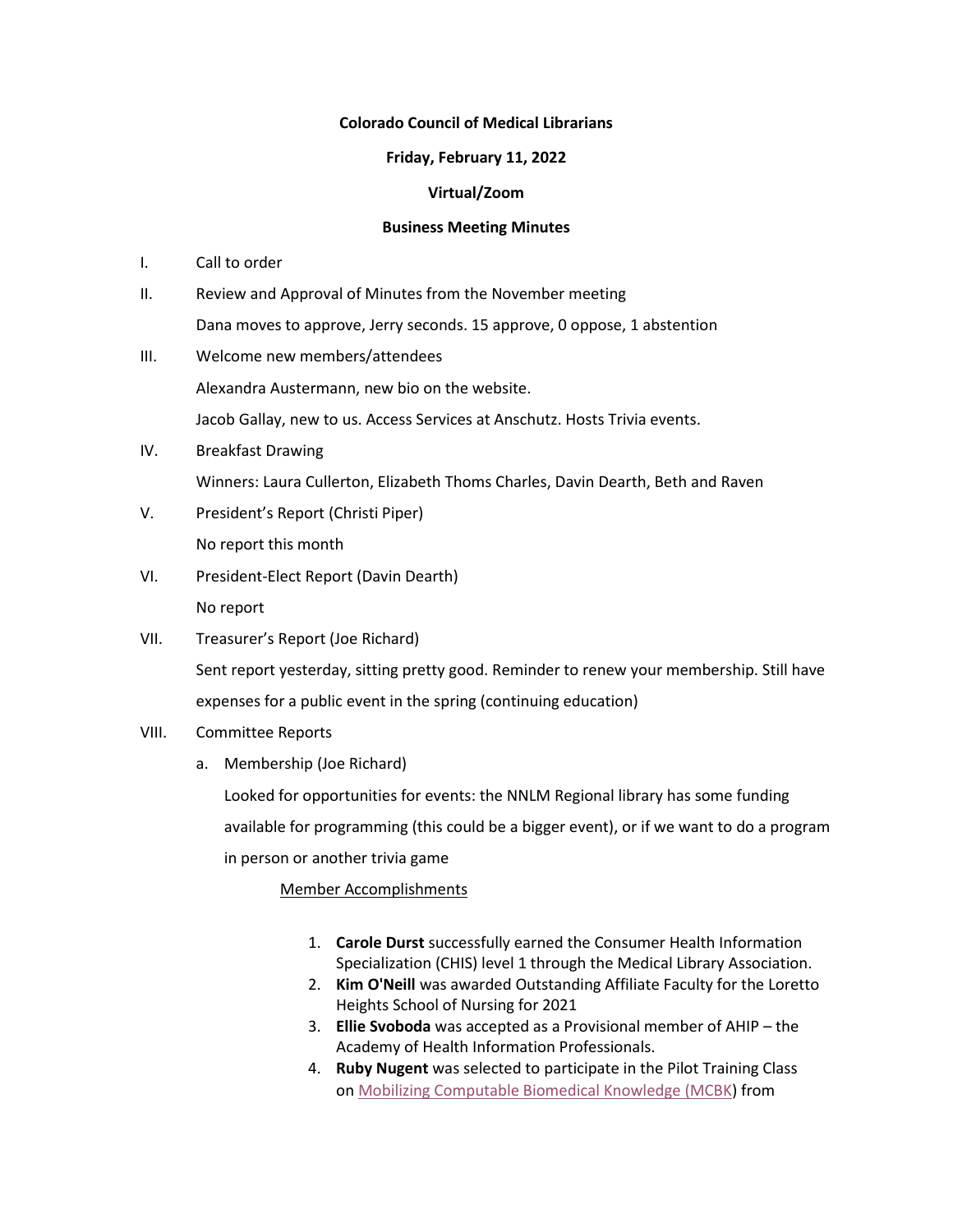**Colorado Council of Medical Librarians**

**Friday, February 11, 2022**

**Virtual/Zoom**

**Business Meeting Minutes**

I. Call to order

II. Review and Approval of Minutes from the November meeting

Dana moves to approve, Jerry seconds. 15 approve, 0 oppose, 1 abstention

III. Welcome new members/attendees

Alexandra Austermann, new bio on the website.

Jacob Gallay, new to us. Access Services at Anschutz. Hosts Trivia events.

IV. Breakfast Drawing

Winners: Laura Cullerton, Elizabeth Thoms Charles, Davin Dearth, Beth and Raven

V. President's Report (Christi Piper)

No report this month

VI. President-Elect Report (Davin Dearth)

No report

VII. Treasurer's Report (Joe Richard)

Sent report yesterday, sitting pretty good. Reminder to renew your membership. Still have expenses for a public event in the spring (continuing education)

VIII. Committee Reports

a. Membership (Joe Richard)

Looked for opportunities for events: the NNLM Regional library has some funding available for programming (this could be a bigger event), or if we want to do a program in person or another trivia game

Member Accomplishments

1. **Carole Durst** successfully earned the Consumer Health Information Specialization (CHIS) level 1 through the Medical Library Association.
2. **Kim O'Neill** was awarded Outstanding Affiliate Faculty for the Loretto Heights School of Nursing for 2021
3. **Ellie Svoboda** was accepted as a Provisional member of AHIP – the Academy of Health Information Professionals.
4. **Ruby Nugent** was selected to participate in the Pilot Training Class on Mobilizing Computable Biomedical Knowledge (MCBK) from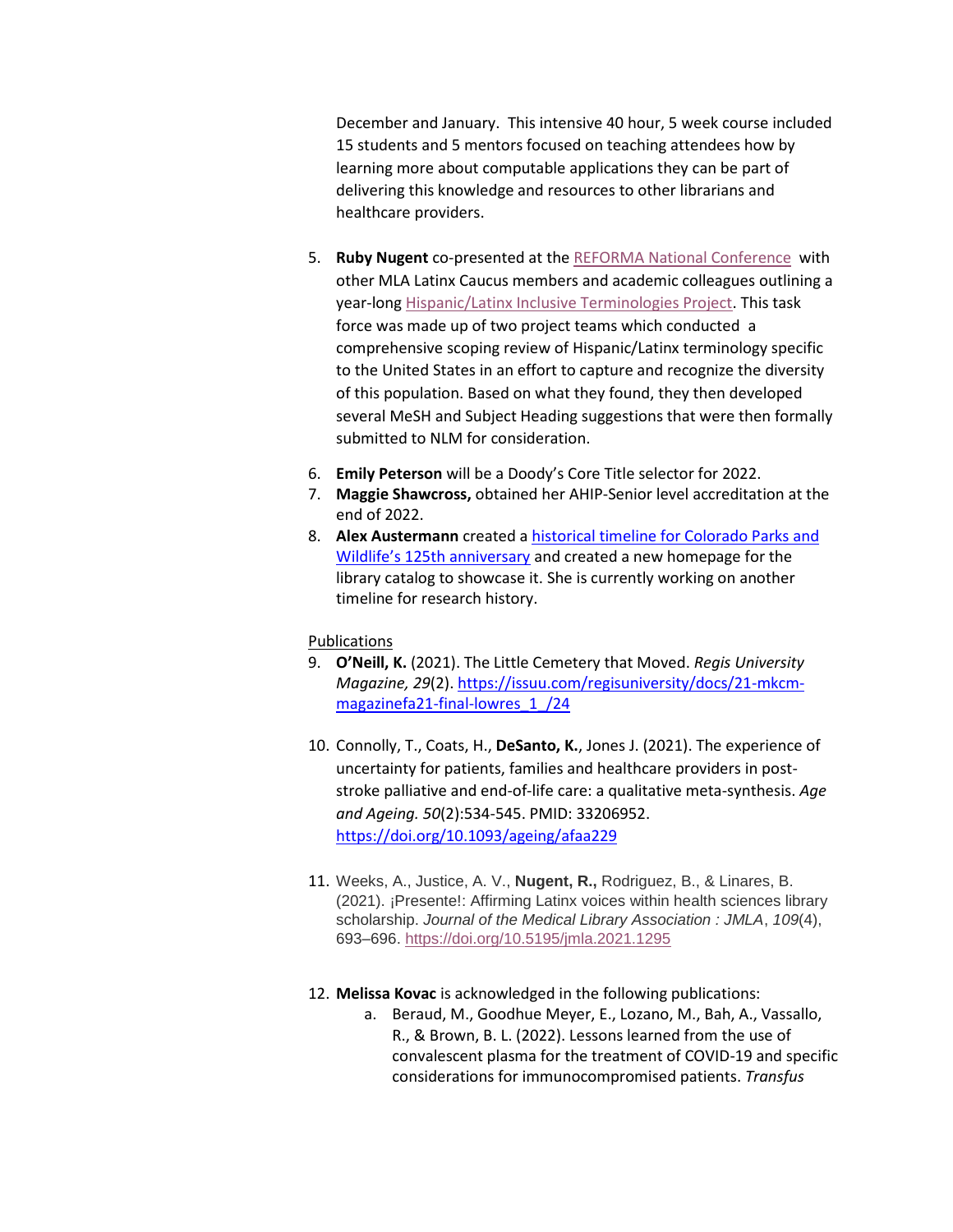December and January. This intensive 40 hour, 5 week course included 15 students and 5 mentors focused on teaching attendees how by learning more about computable applications they can be part of delivering this knowledge and resources to other librarians and healthcare providers.

5. **Ruby Nugent** co-presented at the [REFORMA National Conference](#) with other MLA Latinx Caucus members and academic colleagues outlining a year-long [Hispanic/Latinx Inclusive Terminologies Project](#). This task force was made up of two project teams which conducted a comprehensive scoping review of Hispanic/Latinx terminology specific to the United States in an effort to capture and recognize the diversity of this population. Based on what they found, they then developed several MeSH and Subject Heading suggestions that were then formally submitted to NLM for consideration.

6. **Emily Peterson** will be a Doody's Core Title selector for 2022.
7. **Maggie Shawcross,** obtained her AHIP-Senior level accreditation at the end of 2022.
8. **Alex Austermann** created a [historical timeline for Colorado Parks and Wildlife's 125th anniversary](#) and created a new homepage for the library catalog to showcase it. She is currently working on another timeline for research history.

Publications

9. **O'Neill, K.** (2021). The Little Cemetery that Moved. *Regis University Magazine, 29*(2). https://issuu.com/regisuniversity/docs/21-mkcm-magazinefa21-final-lowres_1_/24

10. Connolly, T., Coats, H., **DeSanto, K.**, Jones J. (2021). The experience of uncertainty for patients, families and healthcare providers in post-stroke palliative and end-of-life care: a qualitative meta-synthesis. *Age and Ageing. 50*(2):534-545. PMID: 33206952. https://doi.org/10.1093/ageing/afaa229

11. Weeks, A., Justice, A. V., **Nugent, R.,** Rodriguez, B., & Linares, B. (2021). ¡Presente!: Affirming Latinx voices within health sciences library scholarship. *Journal of the Medical Library Association : JMLA*, *109*(4), 693–696. https://doi.org/10.5195/jmla.2021.1295

12. **Melissa Kovac** is acknowledged in the following publications:
    a. Beraud, M., Goodhue Meyer, E., Lozano, M., Bah, A., Vassallo, R., & Brown, B. L. (2022). Lessons learned from the use of convalescent plasma for the treatment of COVID-19 and specific considerations for immunocompromised patients. *Transfus*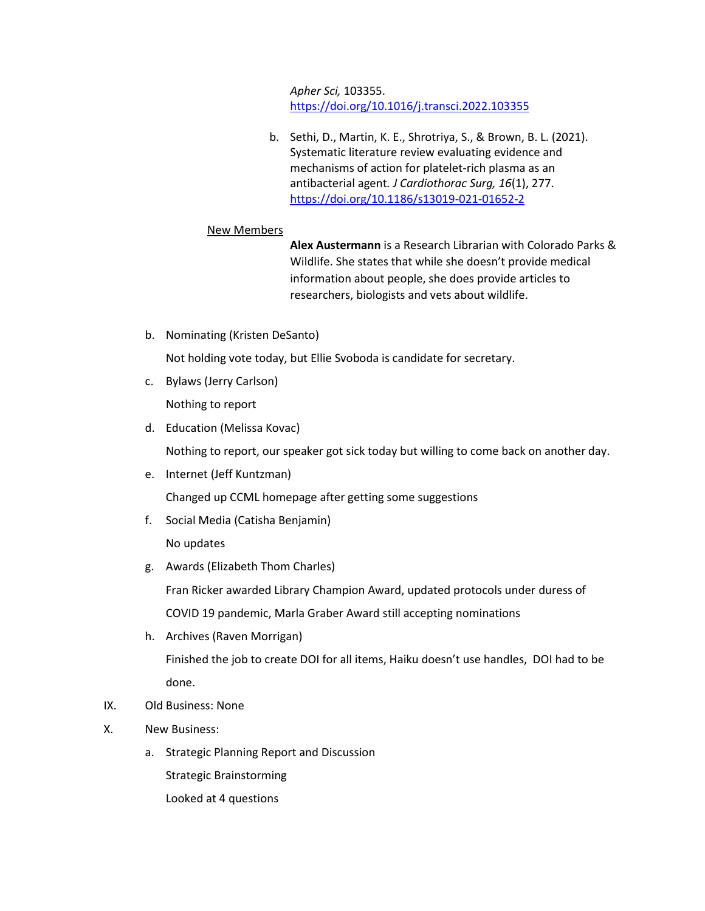*Apher Sci,* 103355. https://doi.org/10.1016/j.transci.2022.103355

b. Sethi, D., Martin, K. E., Shrotriya, S., & Brown, B. L. (2021). Systematic literature review evaluating evidence and mechanisms of action for platelet-rich plasma as an antibacterial agent. *J Cardiothorac Surg, 16*(1), 277. https://doi.org/10.1186/s13019-021-01652-2

New Members

**Alex Austermann** is a Research Librarian with Colorado Parks & Wildlife. She states that while she doesn't provide medical information about people, she does provide articles to researchers, biologists and vets about wildlife.

b. Nominating (Kristen DeSanto)

   Not holding vote today, but Ellie Svoboda is candidate for secretary.

c. Bylaws (Jerry Carlson)

   Nothing to report

d. Education (Melissa Kovac)

   Nothing to report, our speaker got sick today but willing to come back on another day.

e. Internet (Jeff Kuntzman)

   Changed up CCML homepage after getting some suggestions

f. Social Media (Catisha Benjamin)

   No updates

g. Awards (Elizabeth Thom Charles)

   Fran Ricker awarded Library Champion Award, updated protocols under duress of COVID 19 pandemic, Marla Graber Award still accepting nominations

h. Archives (Raven Morrigan)

   Finished the job to create DOI for all items, Haiku doesn't use handles, DOI had to be done.

IX. Old Business: None

X. New Business:

a. Strategic Planning Report and Discussion

   Strategic Brainstorming

   Looked at 4 questions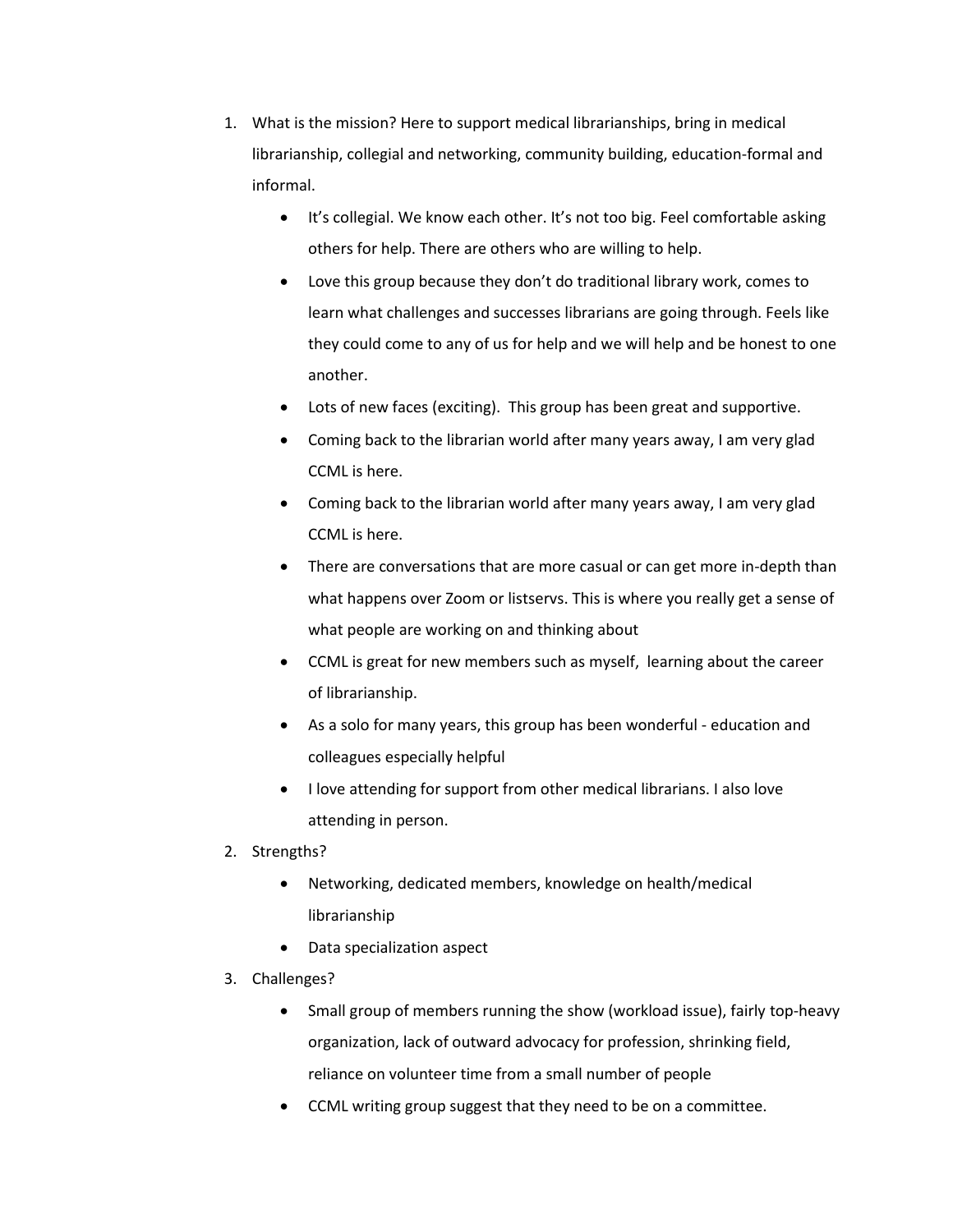1. What is the mission? Here to support medical librarianships, bring in medical librarianship, collegial and networking, community building, education-formal and informal.
    - It's collegial. We know each other. It's not too big. Feel comfortable asking others for help. There are others who are willing to help.
    - Love this group because they don't do traditional library work, comes to learn what challenges and successes librarians are going through. Feels like they could come to any of us for help and we will help and be honest to one another.
    - Lots of new faces (exciting). This group has been great and supportive.
    - Coming back to the librarian world after many years away, I am very glad CCML is here.
    - Coming back to the librarian world after many years away, I am very glad CCML is here.
    - There are conversations that are more casual or can get more in-depth than what happens over Zoom or listservs. This is where you really get a sense of what people are working on and thinking about
    - CCML is great for new members such as myself, learning about the career of librarianship.
    - As a solo for many years, this group has been wonderful - education and colleagues especially helpful
    - I love attending for support from other medical librarians. I also love attending in person.
2. Strengths?
    - Networking, dedicated members, knowledge on health/medical librarianship
    - Data specialization aspect
3. Challenges?
    - Small group of members running the show (workload issue), fairly top-heavy organization, lack of outward advocacy for profession, shrinking field, reliance on volunteer time from a small number of people
    - CCML writing group suggest that they need to be on a committee.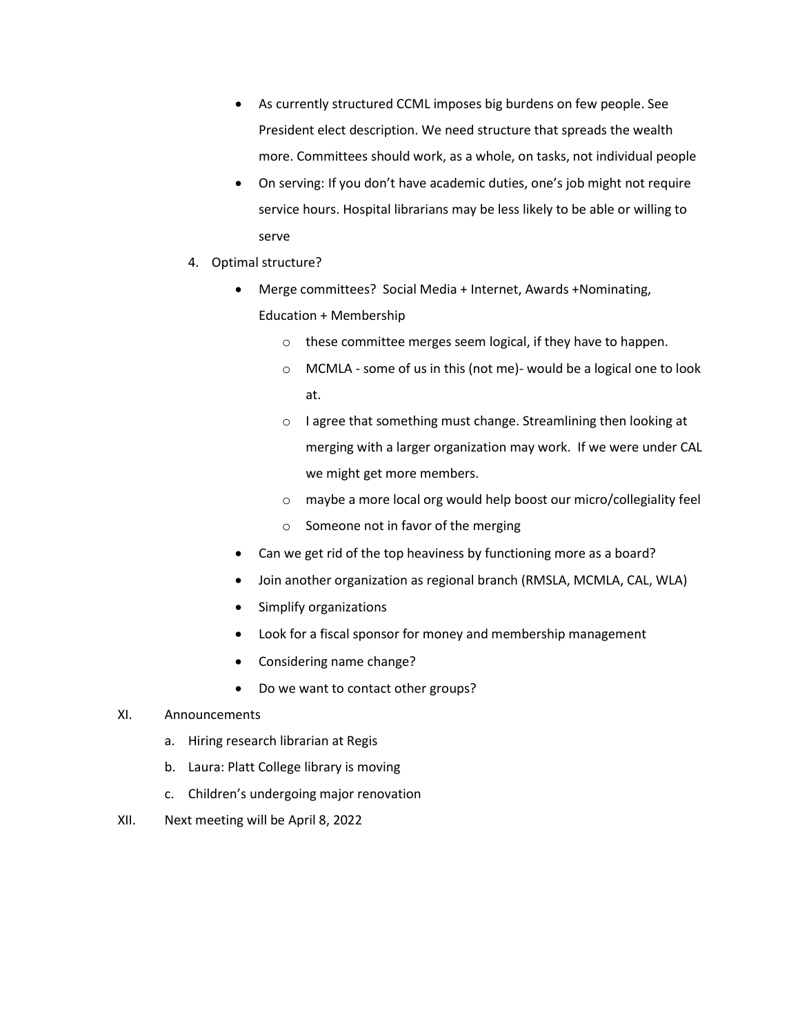- As currently structured CCML imposes big burdens on few people. See President elect description. We need structure that spreads the wealth more. Committees should work, as a whole, on tasks, not individual people
- On serving: If you don't have academic duties, one's job might not require service hours. Hospital librarians may be less likely to be able or willing to serve

4. Optimal structure?
   - Merge committees? Social Media + Internet, Awards +Nominating, Education + Membership
     - these committee merges seem logical, if they have to happen.
     - MCMLA - some of us in this (not me)- would be a logical one to look at.
     - I agree that something must change. Streamlining then looking at merging with a larger organization may work. If we were under CAL we might get more members.
     - maybe a more local org would help boost our micro/collegiality feel
     - Someone not in favor of the merging
   - Can we get rid of the top heaviness by functioning more as a board?
   - Join another organization as regional branch (RMSLA, MCMLA, CAL, WLA)
   - Simplify organizations
   - Look for a fiscal sponsor for money and membership management
   - Considering name change?
   - Do we want to contact other groups?

XI. Announcements

a. Hiring research librarian at Regis

b. Laura: Platt College library is moving

c. Children's undergoing major renovation

XII. Next meeting will be April 8, 2022